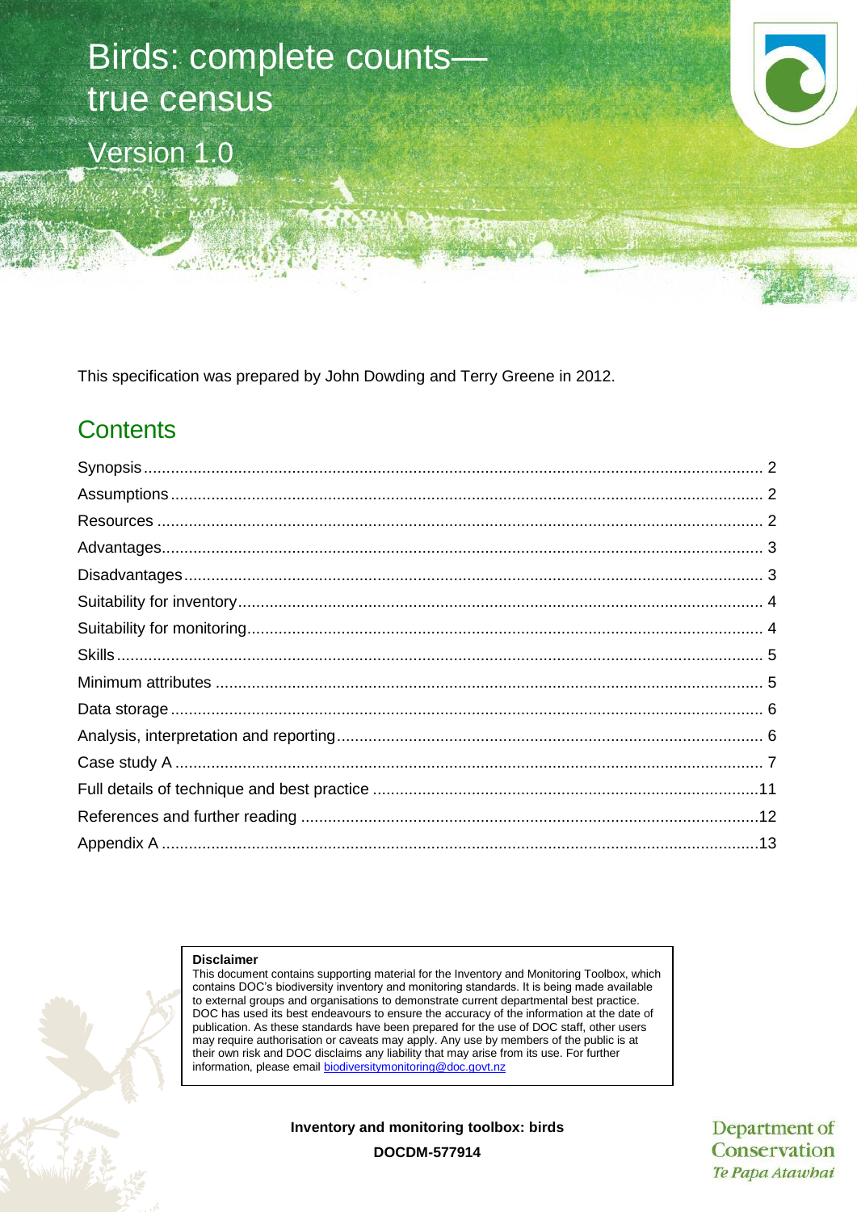# Birds: complete counts—true census

Version 1.0

This specification was prepared by John Dowding and Terry Greene in 2012.

## Contents

Synopsis .......... 2
Assumptions .......... 2
Resources .......... 2
Advantages .......... 3
Disadvantages .......... 3
Suitability for inventory .......... 4
Suitability for monitoring .......... 4
Skills .......... 5
Minimum attributes .......... 5
Data storage .......... 6
Analysis, interpretation and reporting .......... 6
Case study A .......... 7
Full details of technique and best practice .......... 11
References and further reading .......... 12
Appendix A .......... 13

**Disclaimer**
This document contains supporting material for the Inventory and Monitoring Toolbox, which contains DOC's biodiversity inventory and monitoring standards. It is being made available to external groups and organisations to demonstrate current departmental best practice. DOC has used its best endeavours to ensure the accuracy of the information at the date of publication. As these standards have been prepared for the use of DOC staff, other users may require authorisation or caveats may apply. Any use by members of the public is at their own risk and DOC disclaims any liability that may arise from its use. For further information, please email biodiversitymonitoring@doc.govt.nz

**Inventory and monitoring toolbox: birds**

**DOCDM-577914**

Department of Conservation
*Te Papa Atawhai*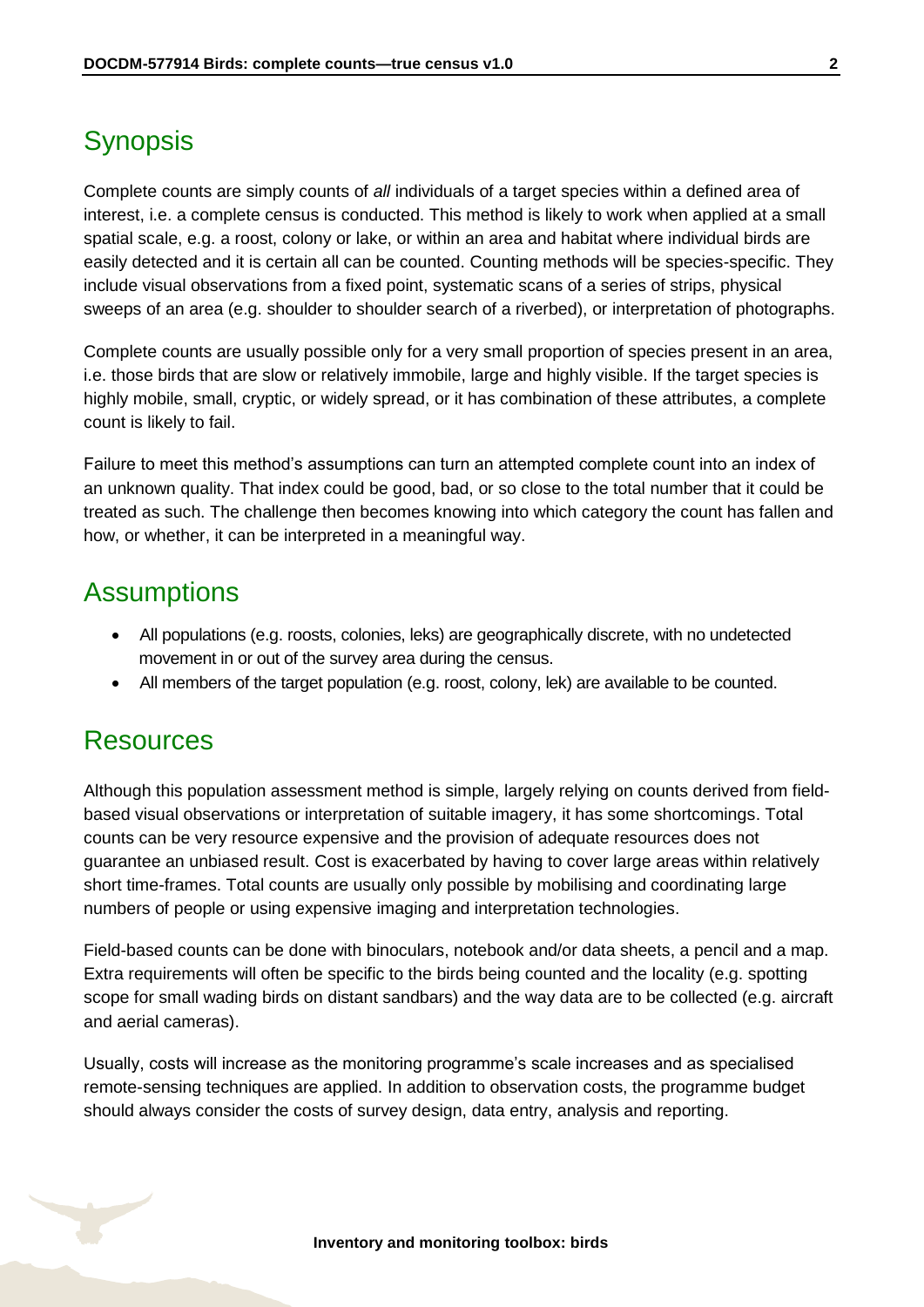## Synopsis

Complete counts are simply counts of *all* individuals of a target species within a defined area of interest, i.e. a complete census is conducted. This method is likely to work when applied at a small spatial scale, e.g. a roost, colony or lake, or within an area and habitat where individual birds are easily detected and it is certain all can be counted. Counting methods will be species-specific. They include visual observations from a fixed point, systematic scans of a series of strips, physical sweeps of an area (e.g. shoulder to shoulder search of a riverbed), or interpretation of photographs.

Complete counts are usually possible only for a very small proportion of species present in an area, i.e. those birds that are slow or relatively immobile, large and highly visible. If the target species is highly mobile, small, cryptic, or widely spread, or it has combination of these attributes, a complete count is likely to fail.

Failure to meet this method's assumptions can turn an attempted complete count into an index of an unknown quality. That index could be good, bad, or so close to the total number that it could be treated as such. The challenge then becomes knowing into which category the count has fallen and how, or whether, it can be interpreted in a meaningful way.

## Assumptions

- All populations (e.g. roosts, colonies, leks) are geographically discrete, with no undetected movement in or out of the survey area during the census.
- All members of the target population (e.g. roost, colony, lek) are available to be counted.

## Resources

Although this population assessment method is simple, largely relying on counts derived from field-based visual observations or interpretation of suitable imagery, it has some shortcomings. Total counts can be very resource expensive and the provision of adequate resources does not guarantee an unbiased result. Cost is exacerbated by having to cover large areas within relatively short time-frames. Total counts are usually only possible by mobilising and coordinating large numbers of people or using expensive imaging and interpretation technologies.

Field-based counts can be done with binoculars, notebook and/or data sheets, a pencil and a map. Extra requirements will often be specific to the birds being counted and the locality (e.g. spotting scope for small wading birds on distant sandbars) and the way data are to be collected (e.g. aircraft and aerial cameras).

Usually, costs will increase as the monitoring programme's scale increases and as specialised remote-sensing techniques are applied. In addition to observation costs, the programme budget should always consider the costs of survey design, data entry, analysis and reporting.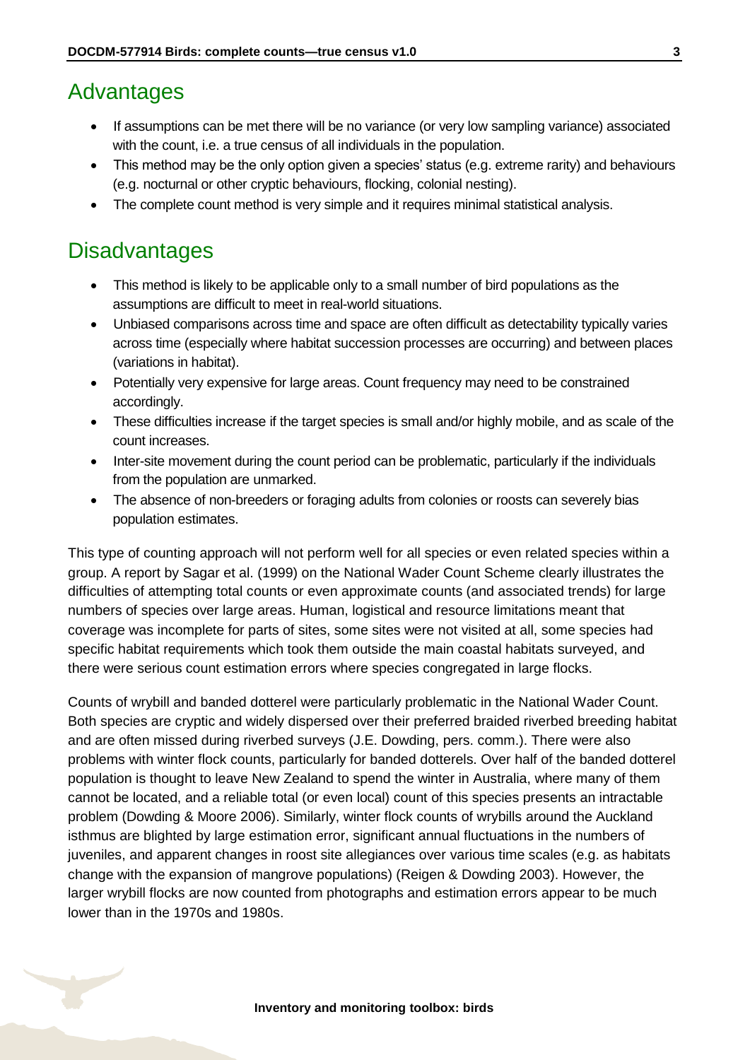## Advantages

- If assumptions can be met there will be no variance (or very low sampling variance) associated with the count, i.e. a true census of all individuals in the population.
- This method may be the only option given a species' status (e.g. extreme rarity) and behaviours (e.g. nocturnal or other cryptic behaviours, flocking, colonial nesting).
- The complete count method is very simple and it requires minimal statistical analysis.

## Disadvantages

- This method is likely to be applicable only to a small number of bird populations as the assumptions are difficult to meet in real-world situations.
- Unbiased comparisons across time and space are often difficult as detectability typically varies across time (especially where habitat succession processes are occurring) and between places (variations in habitat).
- Potentially very expensive for large areas. Count frequency may need to be constrained accordingly.
- These difficulties increase if the target species is small and/or highly mobile, and as scale of the count increases.
- Inter-site movement during the count period can be problematic, particularly if the individuals from the population are unmarked.
- The absence of non-breeders or foraging adults from colonies or roosts can severely bias population estimates.

This type of counting approach will not perform well for all species or even related species within a group. A report by Sagar et al. (1999) on the National Wader Count Scheme clearly illustrates the difficulties of attempting total counts or even approximate counts (and associated trends) for large numbers of species over large areas. Human, logistical and resource limitations meant that coverage was incomplete for parts of sites, some sites were not visited at all, some species had specific habitat requirements which took them outside the main coastal habitats surveyed, and there were serious count estimation errors where species congregated in large flocks.

Counts of wrybill and banded dotterel were particularly problematic in the National Wader Count. Both species are cryptic and widely dispersed over their preferred braided riverbed breeding habitat and are often missed during riverbed surveys (J.E. Dowding, pers. comm.). There were also problems with winter flock counts, particularly for banded dotterels. Over half of the banded dotterel population is thought to leave New Zealand to spend the winter in Australia, where many of them cannot be located, and a reliable total (or even local) count of this species presents an intractable problem (Dowding & Moore 2006). Similarly, winter flock counts of wrybills around the Auckland isthmus are blighted by large estimation error, significant annual fluctuations in the numbers of juveniles, and apparent changes in roost site allegiances over various time scales (e.g. as habitats change with the expansion of mangrove populations) (Reigen & Dowding 2003). However, the larger wrybill flocks are now counted from photographs and estimation errors appear to be much lower than in the 1970s and 1980s.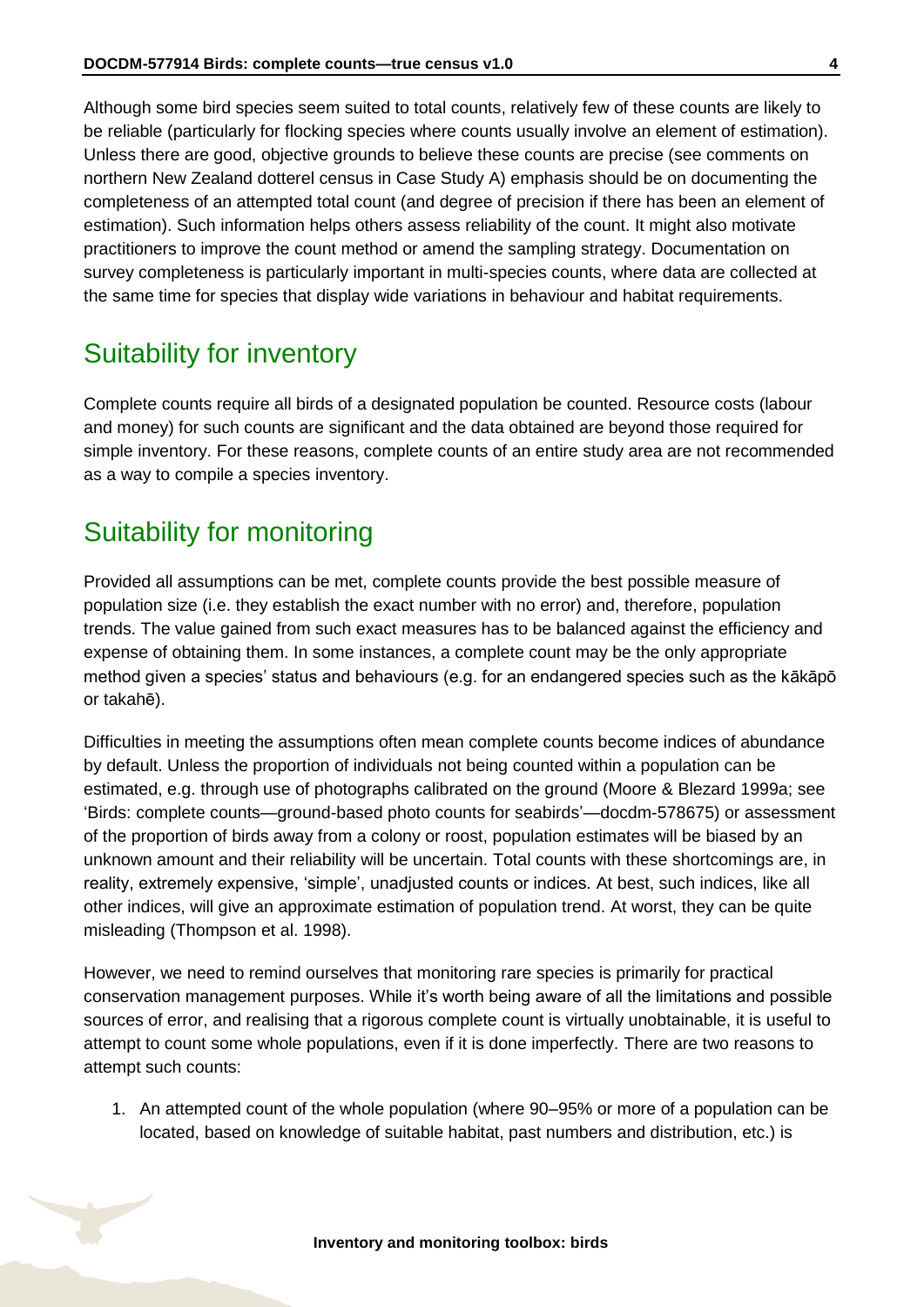Although some bird species seem suited to total counts, relatively few of these counts are likely to be reliable (particularly for flocking species where counts usually involve an element of estimation). Unless there are good, objective grounds to believe these counts are precise (see comments on northern New Zealand dotterel census in Case Study A) emphasis should be on documenting the completeness of an attempted total count (and degree of precision if there has been an element of estimation). Such information helps others assess reliability of the count. It might also motivate practitioners to improve the count method or amend the sampling strategy. Documentation on survey completeness is particularly important in multi-species counts, where data are collected at the same time for species that display wide variations in behaviour and habitat requirements.

## Suitability for inventory

Complete counts require all birds of a designated population be counted. Resource costs (labour and money) for such counts are significant and the data obtained are beyond those required for simple inventory. For these reasons, complete counts of an entire study area are not recommended as a way to compile a species inventory.

## Suitability for monitoring

Provided all assumptions can be met, complete counts provide the best possible measure of population size (i.e. they establish the exact number with no error) and, therefore, population trends. The value gained from such exact measures has to be balanced against the efficiency and expense of obtaining them. In some instances, a complete count may be the only appropriate method given a species' status and behaviours (e.g. for an endangered species such as the kākāpō or takahē).

Difficulties in meeting the assumptions often mean complete counts become indices of abundance by default. Unless the proportion of individuals not being counted within a population can be estimated, e.g. through use of photographs calibrated on the ground (Moore & Blezard 1999a; see 'Birds: complete counts—ground-based photo counts for seabirds'—docdm-578675) or assessment of the proportion of birds away from a colony or roost, population estimates will be biased by an unknown amount and their reliability will be uncertain. Total counts with these shortcomings are, in reality, extremely expensive, 'simple', unadjusted counts or indices. At best, such indices, like all other indices, will give an approximate estimation of population trend. At worst, they can be quite misleading (Thompson et al. 1998).

However, we need to remind ourselves that monitoring rare species is primarily for practical conservation management purposes. While it's worth being aware of all the limitations and possible sources of error, and realising that a rigorous complete count is virtually unobtainable, it is useful to attempt to count some whole populations, even if it is done imperfectly. There are two reasons to attempt such counts:

1. An attempted count of the whole population (where 90–95% or more of a population can be located, based on knowledge of suitable habitat, past numbers and distribution, etc.) is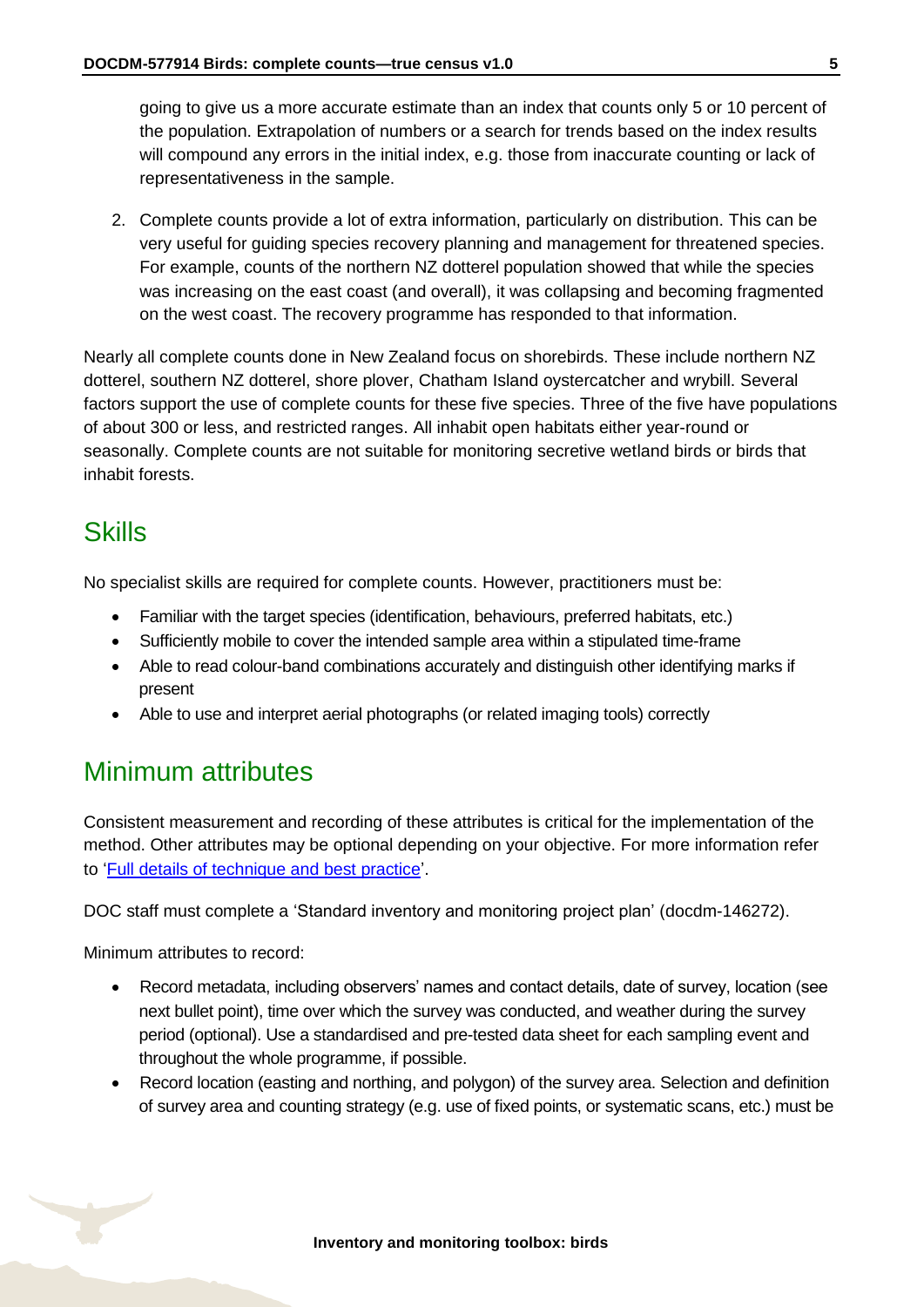going to give us a more accurate estimate than an index that counts only 5 or 10 percent of the population. Extrapolation of numbers or a search for trends based on the index results will compound any errors in the initial index, e.g. those from inaccurate counting or lack of representativeness in the sample.

2. Complete counts provide a lot of extra information, particularly on distribution. This can be very useful for guiding species recovery planning and management for threatened species. For example, counts of the northern NZ dotterel population showed that while the species was increasing on the east coast (and overall), it was collapsing and becoming fragmented on the west coast. The recovery programme has responded to that information.

Nearly all complete counts done in New Zealand focus on shorebirds. These include northern NZ dotterel, southern NZ dotterel, shore plover, Chatham Island oystercatcher and wrybill. Several factors support the use of complete counts for these five species. Three of the five have populations of about 300 or less, and restricted ranges. All inhabit open habitats either year-round or seasonally. Complete counts are not suitable for monitoring secretive wetland birds or birds that inhabit forests.

## Skills

No specialist skills are required for complete counts. However, practitioners must be:

- Familiar with the target species (identification, behaviours, preferred habitats, etc.)
- Sufficiently mobile to cover the intended sample area within a stipulated time-frame
- Able to read colour-band combinations accurately and distinguish other identifying marks if present
- Able to use and interpret aerial photographs (or related imaging tools) correctly

## Minimum attributes

Consistent measurement and recording of these attributes is critical for the implementation of the method. Other attributes may be optional depending on your objective. For more information refer to '[Full details of technique and best practice](#)'.

DOC staff must complete a 'Standard inventory and monitoring project plan' (docdm-146272).

Minimum attributes to record:

- Record metadata, including observers' names and contact details, date of survey, location (see next bullet point), time over which the survey was conducted, and weather during the survey period (optional). Use a standardised and pre-tested data sheet for each sampling event and throughout the whole programme, if possible.
- Record location (easting and northing, and polygon) of the survey area. Selection and definition of survey area and counting strategy (e.g. use of fixed points, or systematic scans, etc.) must be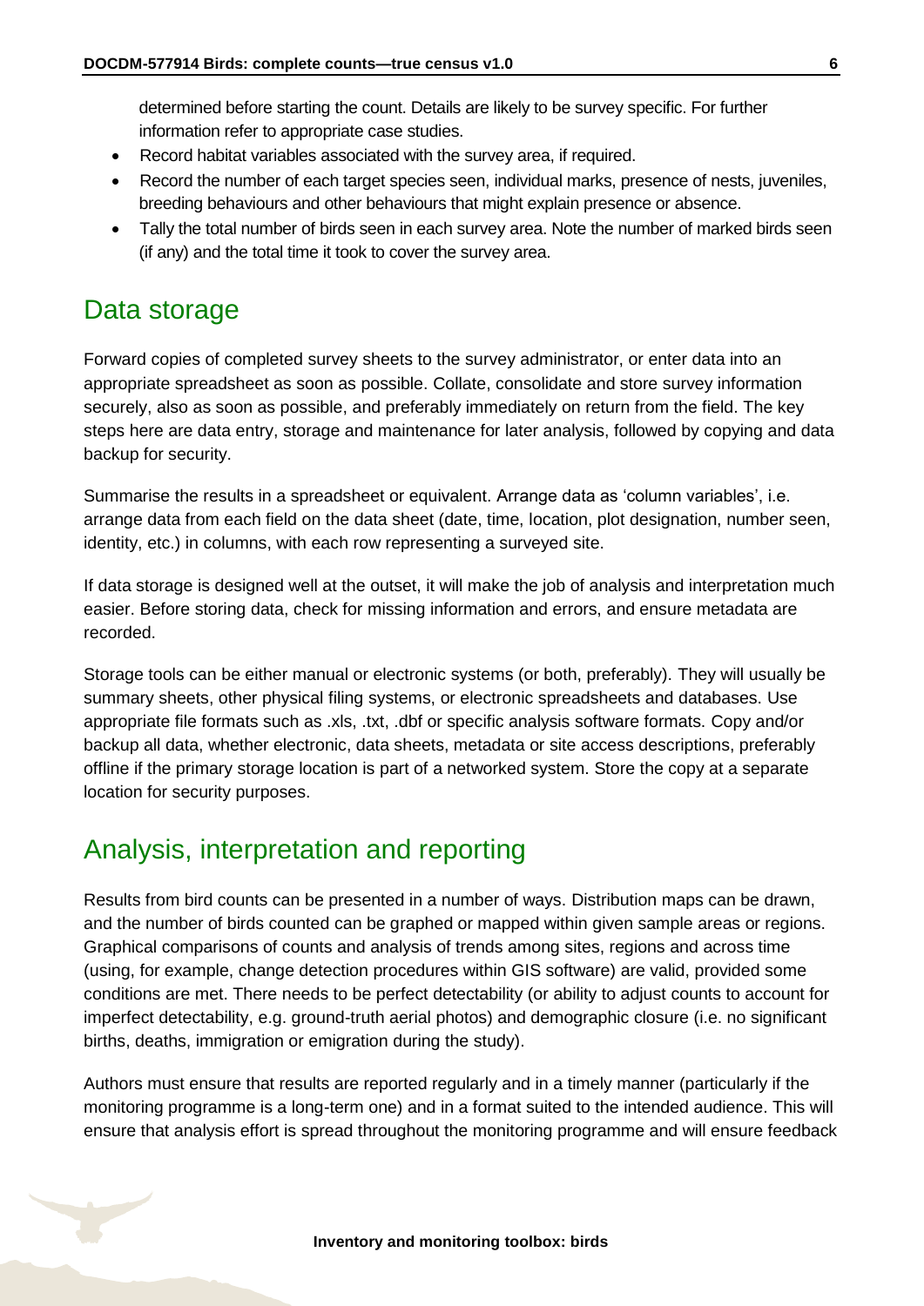determined before starting the count. Details are likely to be survey specific. For further information refer to appropriate case studies.

- Record habitat variables associated with the survey area, if required.
- Record the number of each target species seen, individual marks, presence of nests, juveniles, breeding behaviours and other behaviours that might explain presence or absence.
- Tally the total number of birds seen in each survey area. Note the number of marked birds seen (if any) and the total time it took to cover the survey area.

## Data storage

Forward copies of completed survey sheets to the survey administrator, or enter data into an appropriate spreadsheet as soon as possible. Collate, consolidate and store survey information securely, also as soon as possible, and preferably immediately on return from the field. The key steps here are data entry, storage and maintenance for later analysis, followed by copying and data backup for security.

Summarise the results in a spreadsheet or equivalent. Arrange data as 'column variables', i.e. arrange data from each field on the data sheet (date, time, location, plot designation, number seen, identity, etc.) in columns, with each row representing a surveyed site.

If data storage is designed well at the outset, it will make the job of analysis and interpretation much easier. Before storing data, check for missing information and errors, and ensure metadata are recorded.

Storage tools can be either manual or electronic systems (or both, preferably). They will usually be summary sheets, other physical filing systems, or electronic spreadsheets and databases. Use appropriate file formats such as .xls, .txt, .dbf or specific analysis software formats. Copy and/or backup all data, whether electronic, data sheets, metadata or site access descriptions, preferably offline if the primary storage location is part of a networked system. Store the copy at a separate location for security purposes.

## Analysis, interpretation and reporting

Results from bird counts can be presented in a number of ways. Distribution maps can be drawn, and the number of birds counted can be graphed or mapped within given sample areas or regions. Graphical comparisons of counts and analysis of trends among sites, regions and across time (using, for example, change detection procedures within GIS software) are valid, provided some conditions are met. There needs to be perfect detectability (or ability to adjust counts to account for imperfect detectability, e.g. ground-truth aerial photos) and demographic closure (i.e. no significant births, deaths, immigration or emigration during the study).

Authors must ensure that results are reported regularly and in a timely manner (particularly if the monitoring programme is a long-term one) and in a format suited to the intended audience. This will ensure that analysis effort is spread throughout the monitoring programme and will ensure feedback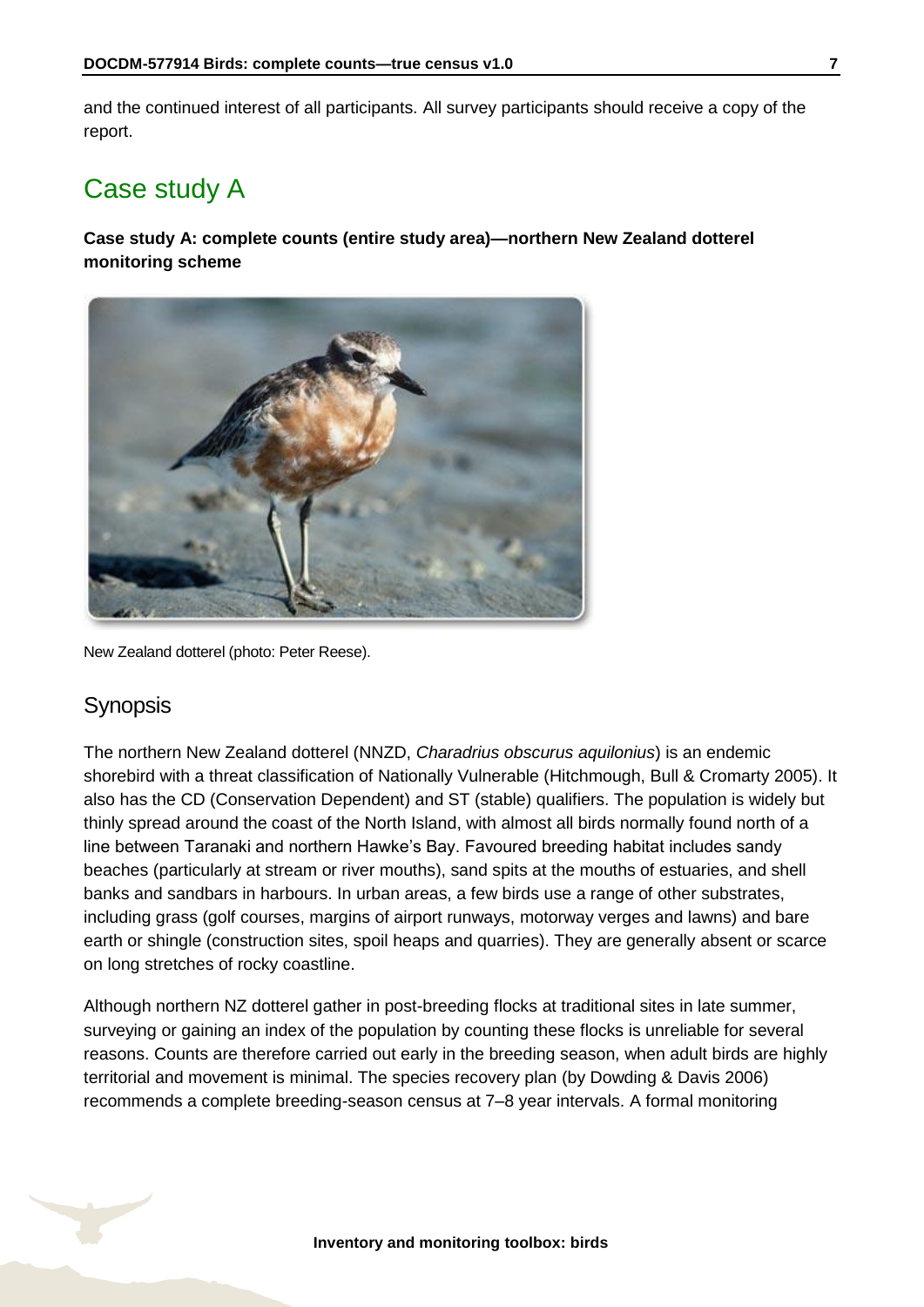and the continued interest of all participants. All survey participants should receive a copy of the report.

# Case study A

**Case study A: complete counts (entire study area)—northern New Zealand dotterel monitoring scheme**

New Zealand dotterel (photo: Peter Reese).

## Synopsis

The northern New Zealand dotterel (NNZD, *Charadrius obscurus aquilonius*) is an endemic shorebird with a threat classification of Nationally Vulnerable (Hitchmough, Bull & Cromarty 2005). It also has the CD (Conservation Dependent) and ST (stable) qualifiers. The population is widely but thinly spread around the coast of the North Island, with almost all birds normally found north of a line between Taranaki and northern Hawke's Bay. Favoured breeding habitat includes sandy beaches (particularly at stream or river mouths), sand spits at the mouths of estuaries, and shell banks and sandbars in harbours. In urban areas, a few birds use a range of other substrates, including grass (golf courses, margins of airport runways, motorway verges and lawns) and bare earth or shingle (construction sites, spoil heaps and quarries). They are generally absent or scarce on long stretches of rocky coastline.

Although northern NZ dotterel gather in post-breeding flocks at traditional sites in late summer, surveying or gaining an index of the population by counting these flocks is unreliable for several reasons. Counts are therefore carried out early in the breeding season, when adult birds are highly territorial and movement is minimal. The species recovery plan (by Dowding & Davis 2006) recommends a complete breeding-season census at 7–8 year intervals. A formal monitoring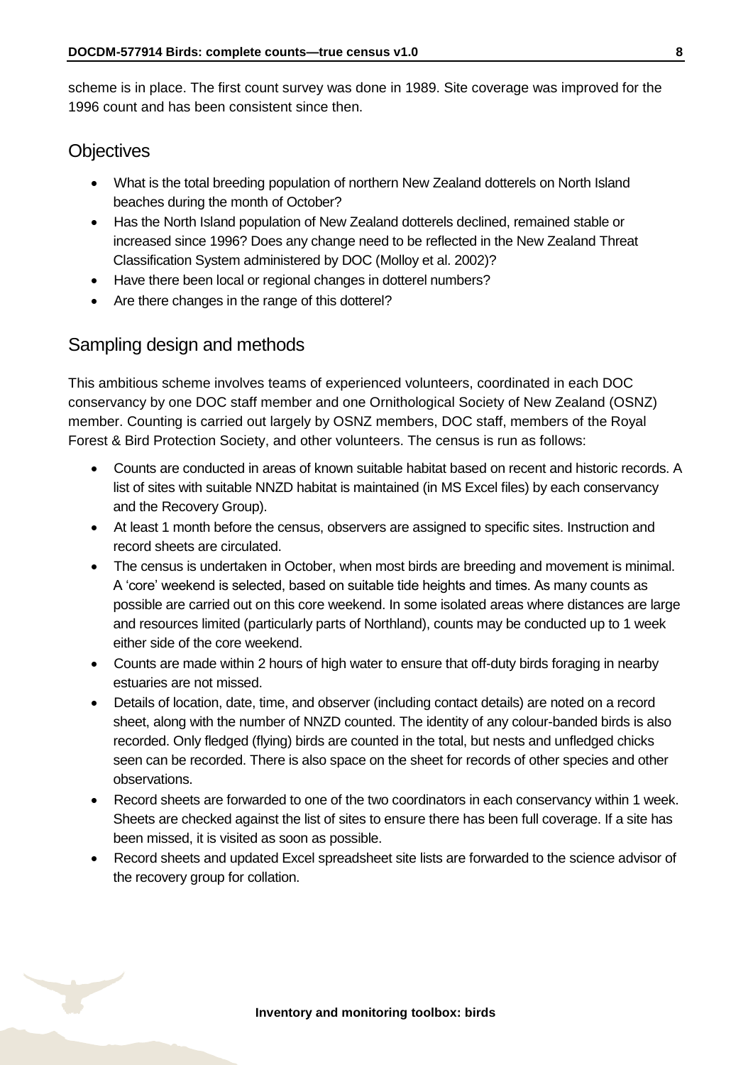scheme is in place. The first count survey was done in 1989. Site coverage was improved for the 1996 count and has been consistent since then.

## Objectives

- What is the total breeding population of northern New Zealand dotterels on North Island beaches during the month of October?
- Has the North Island population of New Zealand dotterels declined, remained stable or increased since 1996? Does any change need to be reflected in the New Zealand Threat Classification System administered by DOC (Molloy et al. 2002)?
- Have there been local or regional changes in dotterel numbers?
- Are there changes in the range of this dotterel?

## Sampling design and methods

This ambitious scheme involves teams of experienced volunteers, coordinated in each DOC conservancy by one DOC staff member and one Ornithological Society of New Zealand (OSNZ) member. Counting is carried out largely by OSNZ members, DOC staff, members of the Royal Forest & Bird Protection Society, and other volunteers. The census is run as follows:

- Counts are conducted in areas of known suitable habitat based on recent and historic records. A list of sites with suitable NNZD habitat is maintained (in MS Excel files) by each conservancy and the Recovery Group).
- At least 1 month before the census, observers are assigned to specific sites. Instruction and record sheets are circulated.
- The census is undertaken in October, when most birds are breeding and movement is minimal. A 'core' weekend is selected, based on suitable tide heights and times. As many counts as possible are carried out on this core weekend. In some isolated areas where distances are large and resources limited (particularly parts of Northland), counts may be conducted up to 1 week either side of the core weekend.
- Counts are made within 2 hours of high water to ensure that off-duty birds foraging in nearby estuaries are not missed.
- Details of location, date, time, and observer (including contact details) are noted on a record sheet, along with the number of NNZD counted. The identity of any colour-banded birds is also recorded. Only fledged (flying) birds are counted in the total, but nests and unfledged chicks seen can be recorded. There is also space on the sheet for records of other species and other observations.
- Record sheets are forwarded to one of the two coordinators in each conservancy within 1 week. Sheets are checked against the list of sites to ensure there has been full coverage. If a site has been missed, it is visited as soon as possible.
- Record sheets and updated Excel spreadsheet site lists are forwarded to the science advisor of the recovery group for collation.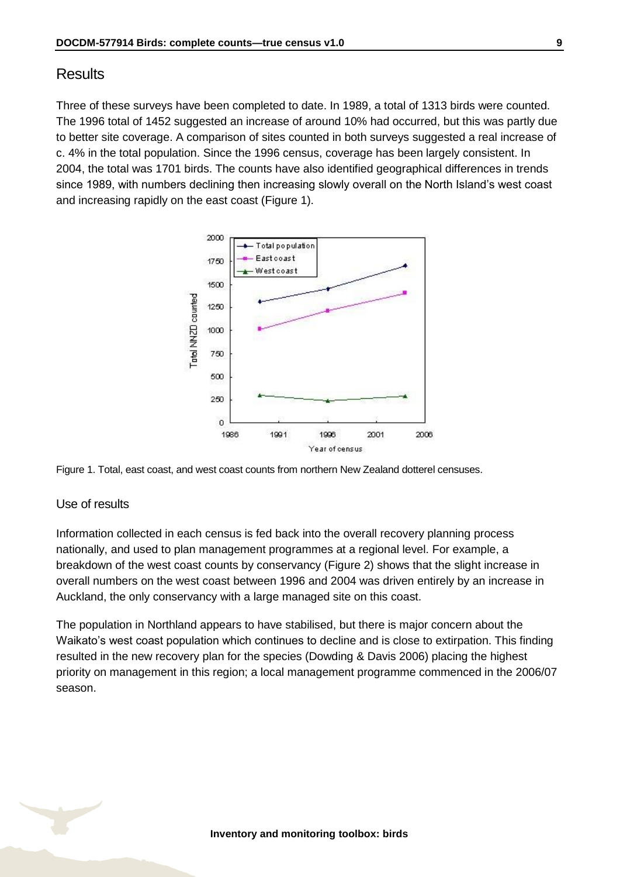## Results

Three of these surveys have been completed to date. In 1989, a total of 1313 birds were counted. The 1996 total of 1452 suggested an increase of around 10% had occurred, but this was partly due to better site coverage. A comparison of sites counted in both surveys suggested a real increase of c. 4% in the total population. Since the 1996 census, coverage has been largely consistent. In 2004, the total was 1701 birds. The counts have also identified geographical differences in trends since 1989, with numbers declining then increasing slowly overall on the North Island's west coast and increasing rapidly on the east coast (Figure 1).

Figure 1. Total, east coast, and west coast counts from northern New Zealand dotterel censuses.

### Use of results

Information collected in each census is fed back into the overall recovery planning process nationally, and used to plan management programmes at a regional level. For example, a breakdown of the west coast counts by conservancy (Figure 2) shows that the slight increase in overall numbers on the west coast between 1996 and 2004 was driven entirely by an increase in Auckland, the only conservancy with a large managed site on this coast.

The population in Northland appears to have stabilised, but there is major concern about the Waikato's west coast population which continues to decline and is close to extirpation. This finding resulted in the new recovery plan for the species (Dowding & Davis 2006) placing the highest priority on management in this region; a local management programme commenced in the 2006/07 season.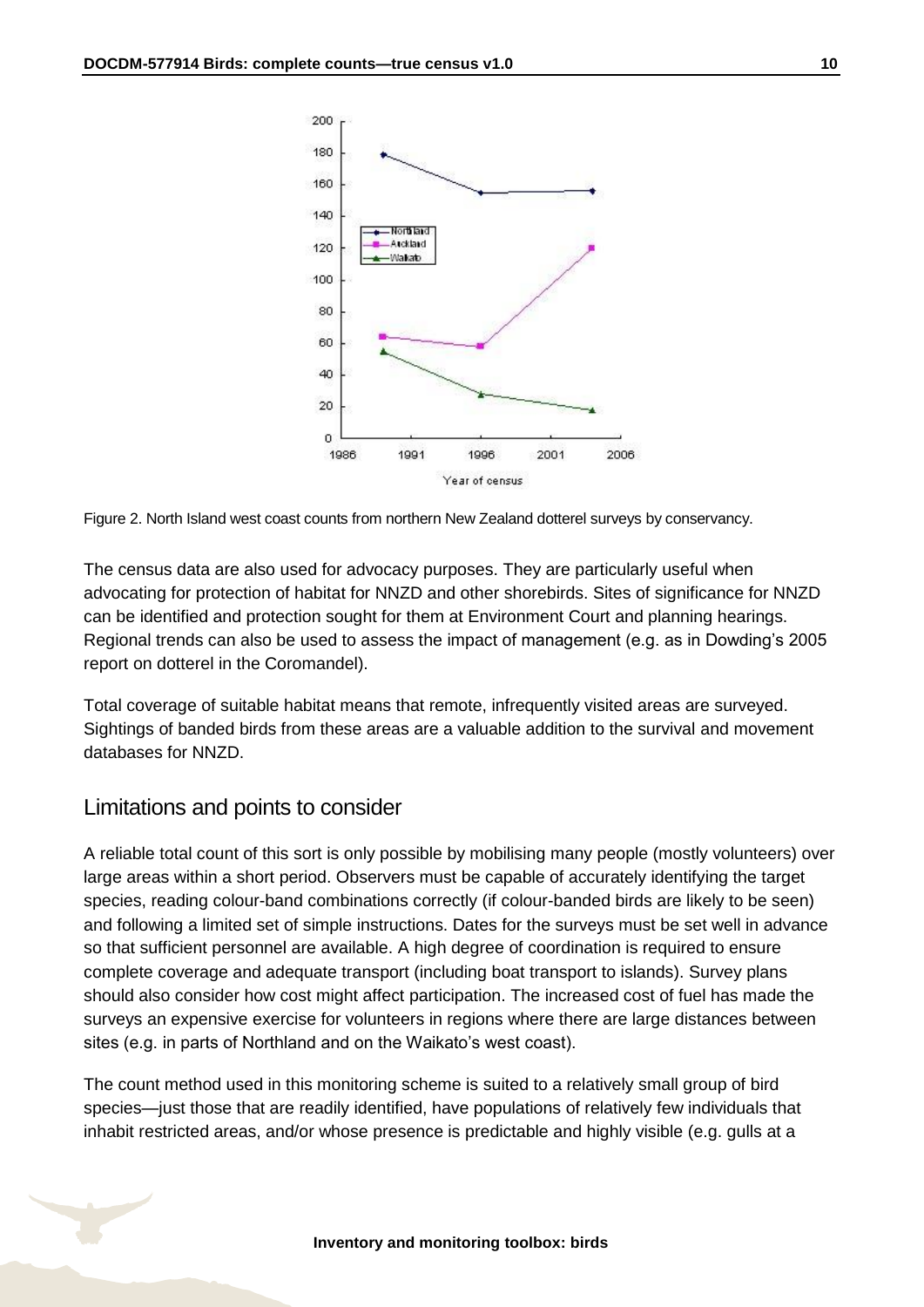Figure 2. North Island west coast counts from northern New Zealand dotterel surveys by conservancy.

The census data are also used for advocacy purposes. They are particularly useful when advocating for protection of habitat for NNZD and other shorebirds. Sites of significance for NNZD can be identified and protection sought for them at Environment Court and planning hearings. Regional trends can also be used to assess the impact of management (e.g. as in Dowding's 2005 report on dotterel in the Coromandel).

Total coverage of suitable habitat means that remote, infrequently visited areas are surveyed. Sightings of banded birds from these areas are a valuable addition to the survival and movement databases for NNZD.

## Limitations and points to consider

A reliable total count of this sort is only possible by mobilising many people (mostly volunteers) over large areas within a short period. Observers must be capable of accurately identifying the target species, reading colour-band combinations correctly (if colour-banded birds are likely to be seen) and following a limited set of simple instructions. Dates for the surveys must be set well in advance so that sufficient personnel are available. A high degree of coordination is required to ensure complete coverage and adequate transport (including boat transport to islands). Survey plans should also consider how cost might affect participation. The increased cost of fuel has made the surveys an expensive exercise for volunteers in regions where there are large distances between sites (e.g. in parts of Northland and on the Waikato's west coast).

The count method used in this monitoring scheme is suited to a relatively small group of bird species—just those that are readily identified, have populations of relatively few individuals that inhabit restricted areas, and/or whose presence is predictable and highly visible (e.g. gulls at a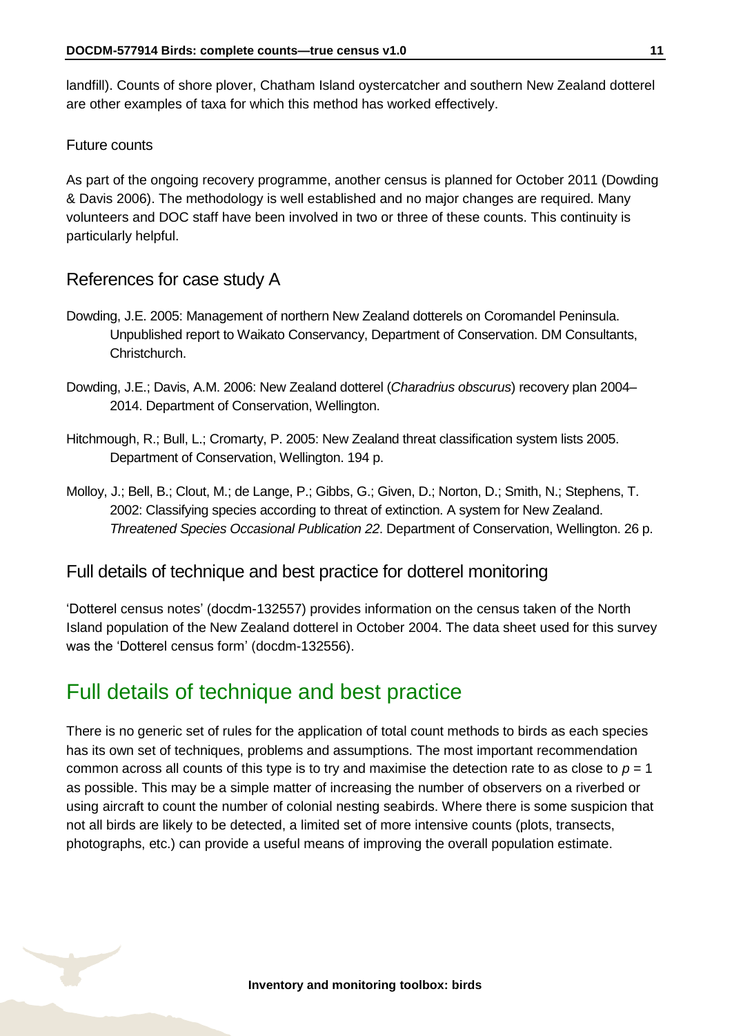landfill). Counts of shore plover, Chatham Island oystercatcher and southern New Zealand dotterel are other examples of taxa for which this method has worked effectively.

### Future counts

As part of the ongoing recovery programme, another census is planned for October 2011 (Dowding & Davis 2006). The methodology is well established and no major changes are required. Many volunteers and DOC staff have been involved in two or three of these counts. This continuity is particularly helpful.

## References for case study A

Dowding, J.E. 2005: Management of northern New Zealand dotterels on Coromandel Peninsula. Unpublished report to Waikato Conservancy, Department of Conservation. DM Consultants, Christchurch.

Dowding, J.E.; Davis, A.M. 2006: New Zealand dotterel (*Charadrius obscurus*) recovery plan 2004–2014. Department of Conservation, Wellington.

Hitchmough, R.; Bull, L.; Cromarty, P. 2005: New Zealand threat classification system lists 2005. Department of Conservation, Wellington. 194 p.

Molloy, J.; Bell, B.; Clout, M.; de Lange, P.; Gibbs, G.; Given, D.; Norton, D.; Smith, N.; Stephens, T. 2002: Classifying species according to threat of extinction. A system for New Zealand. *Threatened Species Occasional Publication 22*. Department of Conservation, Wellington. 26 p.

## Full details of technique and best practice for dotterel monitoring

'Dotterel census notes' (docdm-132557) provides information on the census taken of the North Island population of the New Zealand dotterel in October 2004. The data sheet used for this survey was the 'Dotterel census form' (docdm-132556).

# Full details of technique and best practice

There is no generic set of rules for the application of total count methods to birds as each species has its own set of techniques, problems and assumptions. The most important recommendation common across all counts of this type is to try and maximise the detection rate to as close to $p = 1$ as possible. This may be a simple matter of increasing the number of observers on a riverbed or using aircraft to count the number of colonial nesting seabirds. Where there is some suspicion that not all birds are likely to be detected, a limited set of more intensive counts (plots, transects, photographs, etc.) can provide a useful means of improving the overall population estimate.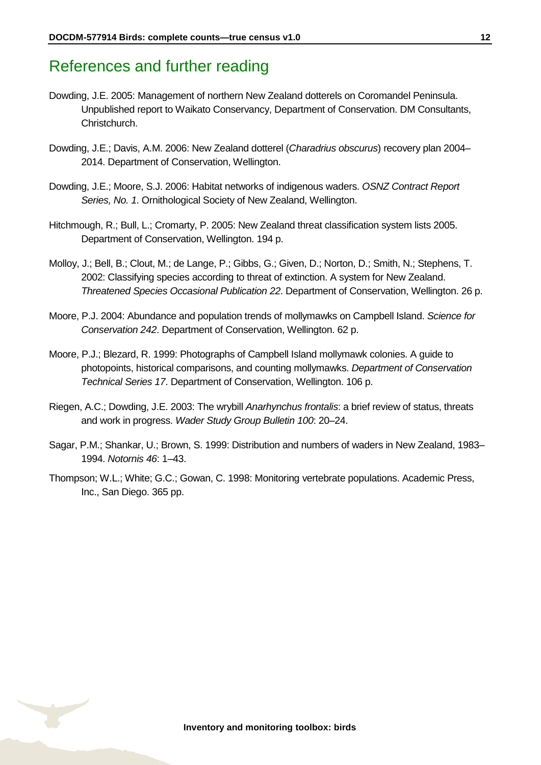# References and further reading

Dowding, J.E. 2005: Management of northern New Zealand dotterels on Coromandel Peninsula. Unpublished report to Waikato Conservancy, Department of Conservation. DM Consultants, Christchurch.

Dowding, J.E.; Davis, A.M. 2006: New Zealand dotterel (*Charadrius obscurus*) recovery plan 2004–2014. Department of Conservation, Wellington.

Dowding, J.E.; Moore, S.J. 2006: Habitat networks of indigenous waders. *OSNZ Contract Report Series, No. 1*. Ornithological Society of New Zealand, Wellington.

Hitchmough, R.; Bull, L.; Cromarty, P. 2005: New Zealand threat classification system lists 2005. Department of Conservation, Wellington. 194 p.

Molloy, J.; Bell, B.; Clout, M.; de Lange, P.; Gibbs, G.; Given, D.; Norton, D.; Smith, N.; Stephens, T. 2002: Classifying species according to threat of extinction. A system for New Zealand. *Threatened Species Occasional Publication 22*. Department of Conservation, Wellington. 26 p.

Moore, P.J. 2004: Abundance and population trends of mollymawks on Campbell Island. *Science for Conservation 242*. Department of Conservation, Wellington. 62 p.

Moore, P.J.; Blezard, R. 1999: Photographs of Campbell Island mollymawk colonies. A guide to photopoints, historical comparisons, and counting mollymawks. *Department of Conservation Technical Series 17*. Department of Conservation, Wellington. 106 p.

Riegen, A.C.; Dowding, J.E. 2003: The wrybill *Anarhynchus frontalis*: a brief review of status, threats and work in progress. *Wader Study Group Bulletin 100*: 20–24.

Sagar, P.M.; Shankar, U.; Brown, S. 1999: Distribution and numbers of waders in New Zealand, 1983–1994. *Notornis 46*: 1–43.

Thompson; W.L.; White; G.C.; Gowan, C. 1998: Monitoring vertebrate populations. Academic Press, Inc., San Diego. 365 pp.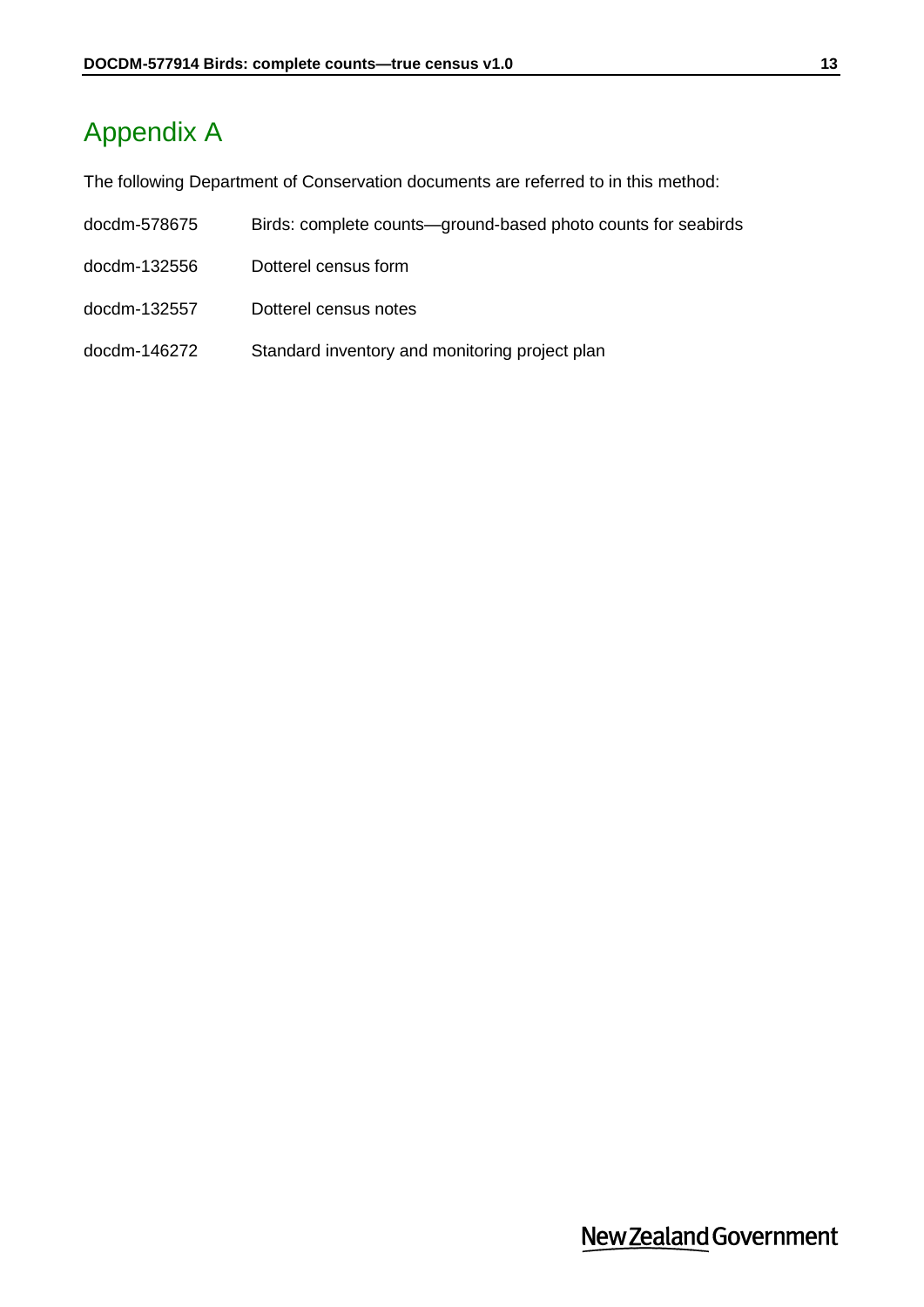# Appendix A

The following Department of Conservation documents are referred to in this method:

| | |
|---|---|
| docdm-578675 | Birds: complete counts—ground-based photo counts for seabirds |
| docdm-132556 | Dotterel census form |
| docdm-132557 | Dotterel census notes |
| docdm-146272 | Standard inventory and monitoring project plan |